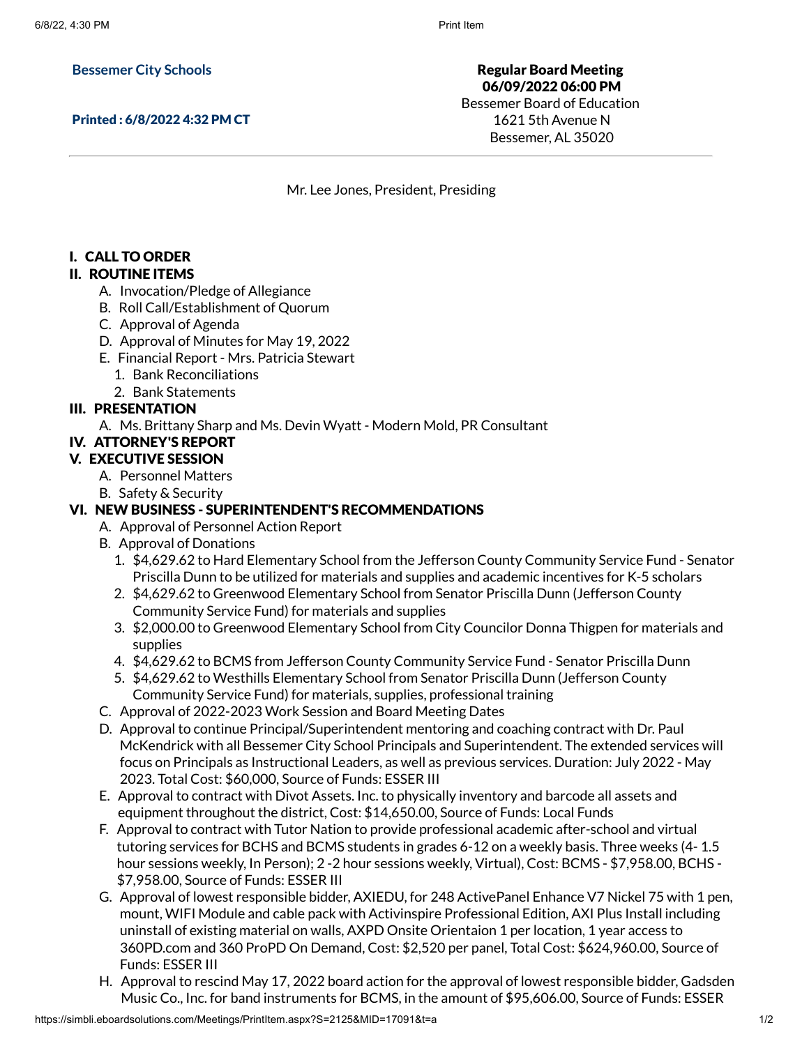**Bessemer City Schools**

**Printed : 6/8/2022 4:32 PM CT**

**Regular Board Meeting**
**06/09/2022 06:00 PM**
Bessemer Board of Education
1621 5th Avenue N
Bessemer, AL 35020

Mr. Lee Jones, President, Presiding

## I. CALL TO ORDER

## II. ROUTINE ITEMS

A. Invocation/Pledge of Allegiance
B. Roll Call/Establishment of Quorum
C. Approval of Agenda
D. Approval of Minutes for May 19, 2022
E. Financial Report - Mrs. Patricia Stewart
   1. Bank Reconciliations
   2. Bank Statements

## III. PRESENTATION

A. Ms. Brittany Sharp and Ms. Devin Wyatt - Modern Mold, PR Consultant

## IV. ATTORNEY'S REPORT

## V. EXECUTIVE SESSION

A. Personnel Matters
B. Safety & Security

## VI. NEW BUSINESS - SUPERINTENDENT'S RECOMMENDATIONS

A. Approval of Personnel Action Report
B. Approval of Donations
   1. $4,629.62 to Hard Elementary School from the Jefferson County Community Service Fund - Senator Priscilla Dunn to be utilized for materials and supplies and academic incentives for K-5 scholars
   2. $4,629.62 to Greenwood Elementary School from Senator Priscilla Dunn (Jefferson County Community Service Fund) for materials and supplies
   3. $2,000.00 to Greenwood Elementary School from City Councilor Donna Thigpen for materials and supplies
   4. $4,629.62 to BCMS from Jefferson County Community Service Fund - Senator Priscilla Dunn
   5. $4,629.62 to Westhills Elementary School from Senator Priscilla Dunn (Jefferson County Community Service Fund) for materials, supplies, professional training
C. Approval of 2022-2023 Work Session and Board Meeting Dates
D. Approval to continue Principal/Superintendent mentoring and coaching contract with Dr. Paul McKendrick with all Bessemer City School Principals and Superintendent. The extended services will focus on Principals as Instructional Leaders, as well as previous services. Duration: July 2022 - May 2023. Total Cost: $60,000, Source of Funds: ESSER III
E. Approval to contract with Divot Assets. Inc. to physically inventory and barcode all assets and equipment throughout the district, Cost: $14,650.00, Source of Funds: Local Funds
F. Approval to contract with Tutor Nation to provide professional academic after-school and virtual tutoring services for BCHS and BCMS students in grades 6-12 on a weekly basis. Three weeks (4- 1.5 hour sessions weekly, In Person); 2 -2 hour sessions weekly, Virtual), Cost: BCMS - $7,958.00, BCHS - $7,958.00, Source of Funds: ESSER III
G. Approval of lowest responsible bidder, AXIEDU, for 248 ActivePanel Enhance V7 Nickel 75 with 1 pen, mount, WIFI Module and cable pack with Activinspire Professional Edition, AXI Plus Install including uninstall of existing material on walls, AXPD Onsite Orientaion 1 per location, 1 year access to 360PD.com and 360 ProPD On Demand, Cost: $2,520 per panel, Total Cost: $624,960.00, Source of Funds: ESSER III
H. Approval to rescind May 17, 2022 board action for the approval of lowest responsible bidder, Gadsden Music Co., Inc. for band instruments for BCMS, in the amount of $95,606.00, Source of Funds: ESSER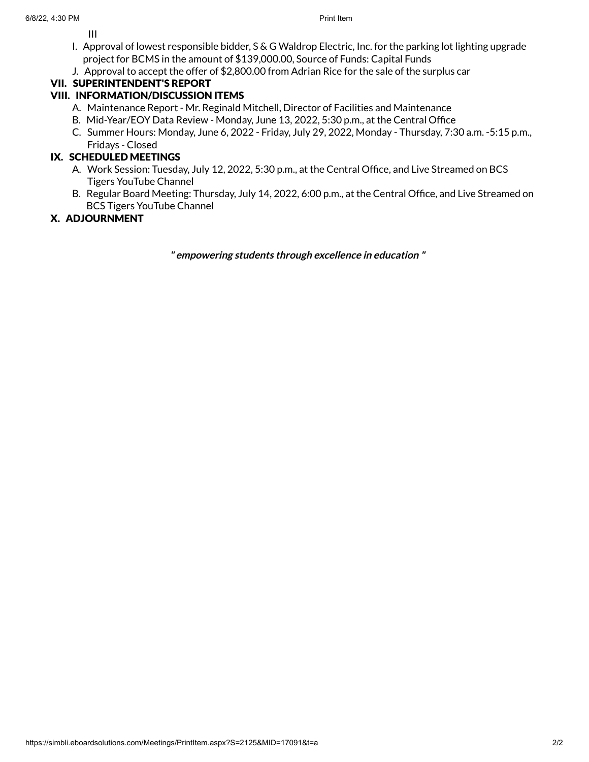III

I. Approval of lowest responsible bidder, S & G Waldrop Electric, Inc. for the parking lot lighting upgrade project for BCMS in the amount of $139,000.00, Source of Funds: Capital Funds

J. Approval to accept the offer of $2,800.00 from Adrian Rice for the sale of the surplus car

## VII. SUPERINTENDENT'S REPORT

## VIII. INFORMATION/DISCUSSION ITEMS

A. Maintenance Report - Mr. Reginald Mitchell, Director of Facilities and Maintenance

B. Mid-Year/EOY Data Review - Monday, June 13, 2022, 5:30 p.m., at the Central Office

C. Summer Hours: Monday, June 6, 2022 - Friday, July 29, 2022, Monday - Thursday, 7:30 a.m. -5:15 p.m., Fridays - Closed

## IX. SCHEDULED MEETINGS

A. Work Session: Tuesday, July 12, 2022, 5:30 p.m., at the Central Office, and Live Streamed on BCS Tigers YouTube Channel

B. Regular Board Meeting: Thursday, July 14, 2022, 6:00 p.m., at the Central Office, and Live Streamed on BCS Tigers YouTube Channel

## X. ADJOURNMENT

***" empowering students through excellence in education "***